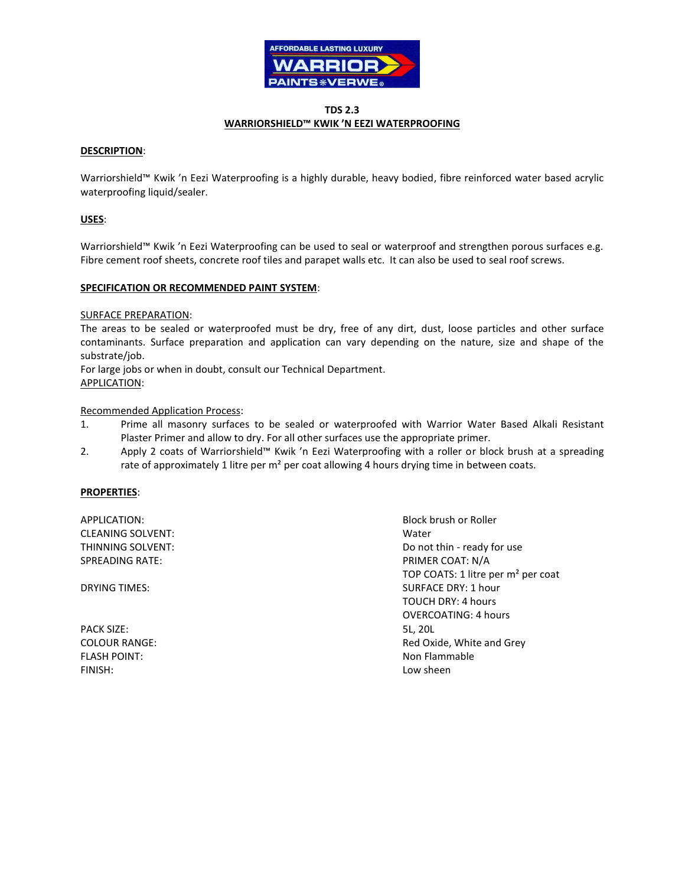# TDS 2.3

## WARRIORSHIELD™ KWIK 'N EEZI WATERPROOFING

**DESCRIPTION**:

Warriorshield™ Kwik 'n Eezi Waterproofing is a highly durable, heavy bodied, fibre reinforced water based acrylic waterproofing liquid/sealer.

**USES**:

Warriorshield™ Kwik 'n Eezi Waterproofing can be used to seal or waterproof and strengthen porous surfaces e.g. Fibre cement roof sheets, concrete roof tiles and parapet walls etc. It can also be used to seal roof screws.

**SPECIFICATION OR RECOMMENDED PAINT SYSTEM**:

SURFACE PREPARATION:
The areas to be sealed or waterproofed must be dry, free of any dirt, dust, loose particles and other surface contaminants. Surface preparation and application can vary depending on the nature, size and shape of the substrate/job.
For large jobs or when in doubt, consult our Technical Department.

APPLICATION:

Recommended Application Process:

1. Prime all masonry surfaces to be sealed or waterproofed with Warrior Water Based Alkali Resistant Plaster Primer and allow to dry. For all other surfaces use the appropriate primer.
2. Apply 2 coats of Warriorshield™ Kwik 'n Eezi Waterproofing with a roller or block brush at a spreading rate of approximately 1 litre per m² per coat allowing 4 hours drying time in between coats.

**PROPERTIES**:

| | |
|---|---|
| APPLICATION: | Block brush or Roller |
| CLEANING SOLVENT: | Water |
| THINNING SOLVENT: | Do not thin - ready for use |
| SPREADING RATE: | PRIMER COAT: N/A<br>TOP COATS: 1 litre per m² per coat |
| DRYING TIMES: | SURFACE DRY: 1 hour<br>TOUCH DRY: 4 hours<br>OVERCOATING: 4 hours |
| PACK SIZE: | 5L, 20L |
| COLOUR RANGE: | Red Oxide, White and Grey |
| FLASH POINT: | Non Flammable |
| FINISH: | Low sheen |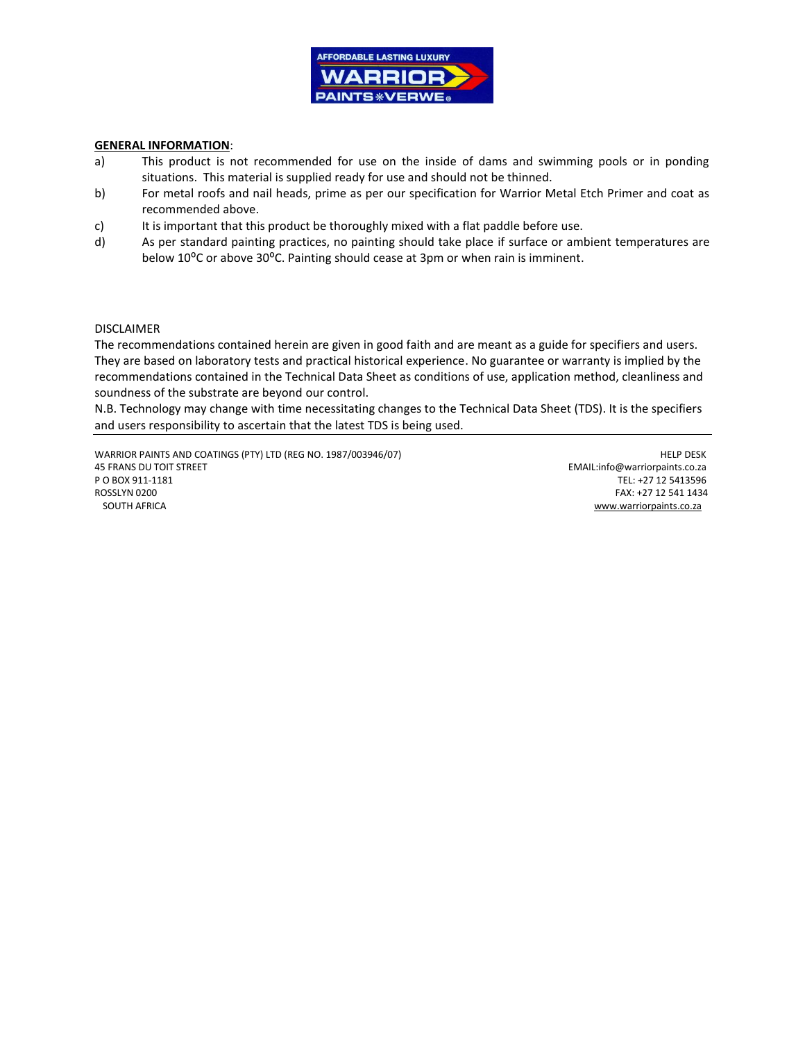**GENERAL INFORMATION**:

a) This product is not recommended for use on the inside of dams and swimming pools or in ponding situations. This material is supplied ready for use and should not be thinned.

b) For metal roofs and nail heads, prime as per our specification for Warrior Metal Etch Primer and coat as recommended above.

c) It is important that this product be thoroughly mixed with a flat paddle before use.

d) As per standard painting practices, no painting should take place if surface or ambient temperatures are below 10$^{o}$C or above 30$^{o}$C. Painting should cease at 3pm or when rain is imminent.

DISCLAIMER

The recommendations contained herein are given in good faith and are meant as a guide for specifiers and users. They are based on laboratory tests and practical historical experience. No guarantee or warranty is implied by the recommendations contained in the Technical Data Sheet as conditions of use, application method, cleanliness and soundness of the substrate are beyond our control.

N.B. Technology may change with time necessitating changes to the Technical Data Sheet (TDS). It is the specifiers and users responsibility to ascertain that the latest TDS is being used.

WARRIOR PAINTS AND COATINGS (PTY) LTD (REG NO. 1987/003946/07)
45 FRANS DU TOIT STREET
P O BOX 911-1181
ROSSLYN 0200
SOUTH AFRICA

HELP DESK
EMAIL:info@warriorpaints.co.za
TEL: +27 12 5413596
FAX: +27 12 541 1434
www.warriorpaints.co.za